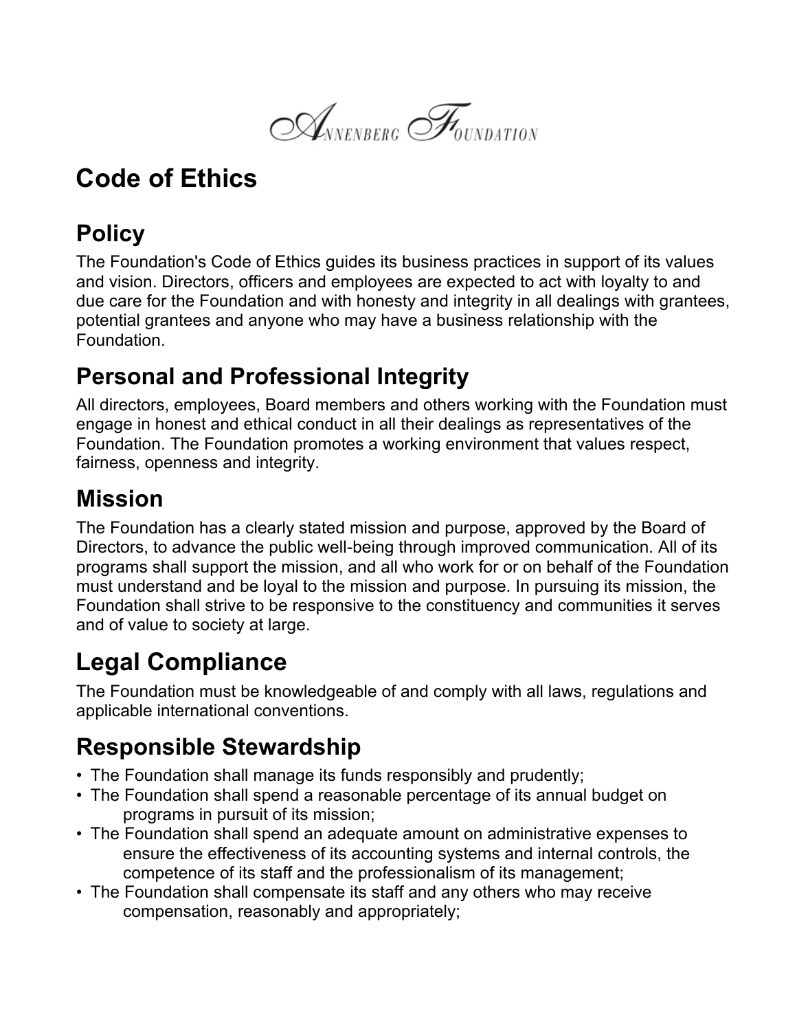Annenberg Foundation

# Code of Ethics

## Policy

The Foundation's Code of Ethics guides its business practices in support of its values and vision. Directors, officers and employees are expected to act with loyalty to and due care for the Foundation and with honesty and integrity in all dealings with grantees, potential grantees and anyone who may have a business relationship with the Foundation.

## Personal and Professional Integrity

All directors, employees, Board members and others working with the Foundation must engage in honest and ethical conduct in all their dealings as representatives of the Foundation. The Foundation promotes a working environment that values respect, fairness, openness and integrity.

## Mission

The Foundation has a clearly stated mission and purpose, approved by the Board of Directors, to advance the public well-being through improved communication. All of its programs shall support the mission, and all who work for or on behalf of the Foundation must understand and be loyal to the mission and purpose. In pursuing its mission, the Foundation shall strive to be responsive to the constituency and communities it serves and of value to society at large.

## Legal Compliance

The Foundation must be knowledgeable of and comply with all laws, regulations and applicable international conventions.

## Responsible Stewardship

- The Foundation shall manage its funds responsibly and prudently;
- The Foundation shall spend a reasonable percentage of its annual budget on programs in pursuit of its mission;
- The Foundation shall spend an adequate amount on administrative expenses to ensure the effectiveness of its accounting systems and internal controls, the competence of its staff and the professionalism of its management;
- The Foundation shall compensate its staff and any others who may receive compensation, reasonably and appropriately;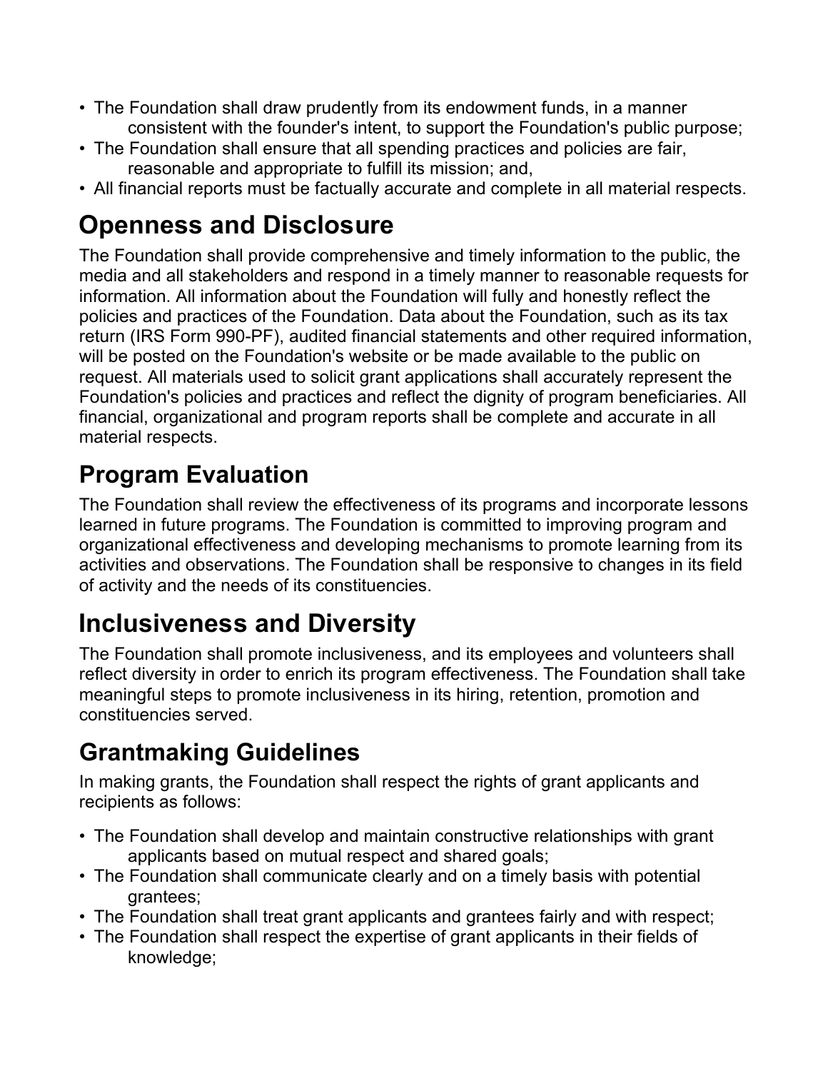- The Foundation shall draw prudently from its endowment funds, in a manner consistent with the founder's intent, to support the Foundation's public purpose;
- The Foundation shall ensure that all spending practices and policies are fair, reasonable and appropriate to fulfill its mission; and,
- All financial reports must be factually accurate and complete in all material respects.

## Openness and Disclosure

The Foundation shall provide comprehensive and timely information to the public, the media and all stakeholders and respond in a timely manner to reasonable requests for information. All information about the Foundation will fully and honestly reflect the policies and practices of the Foundation. Data about the Foundation, such as its tax return (IRS Form 990-PF), audited financial statements and other required information, will be posted on the Foundation's website or be made available to the public on request. All materials used to solicit grant applications shall accurately represent the Foundation's policies and practices and reflect the dignity of program beneficiaries. All financial, organizational and program reports shall be complete and accurate in all material respects.

## Program Evaluation

The Foundation shall review the effectiveness of its programs and incorporate lessons learned in future programs. The Foundation is committed to improving program and organizational effectiveness and developing mechanisms to promote learning from its activities and observations. The Foundation shall be responsive to changes in its field of activity and the needs of its constituencies.

## Inclusiveness and Diversity

The Foundation shall promote inclusiveness, and its employees and volunteers shall reflect diversity in order to enrich its program effectiveness. The Foundation shall take meaningful steps to promote inclusiveness in its hiring, retention, promotion and constituencies served.

## Grantmaking Guidelines

In making grants, the Foundation shall respect the rights of grant applicants and recipients as follows:

- The Foundation shall develop and maintain constructive relationships with grant applicants based on mutual respect and shared goals;
- The Foundation shall communicate clearly and on a timely basis with potential grantees;
- The Foundation shall treat grant applicants and grantees fairly and with respect;
- The Foundation shall respect the expertise of grant applicants in their fields of knowledge;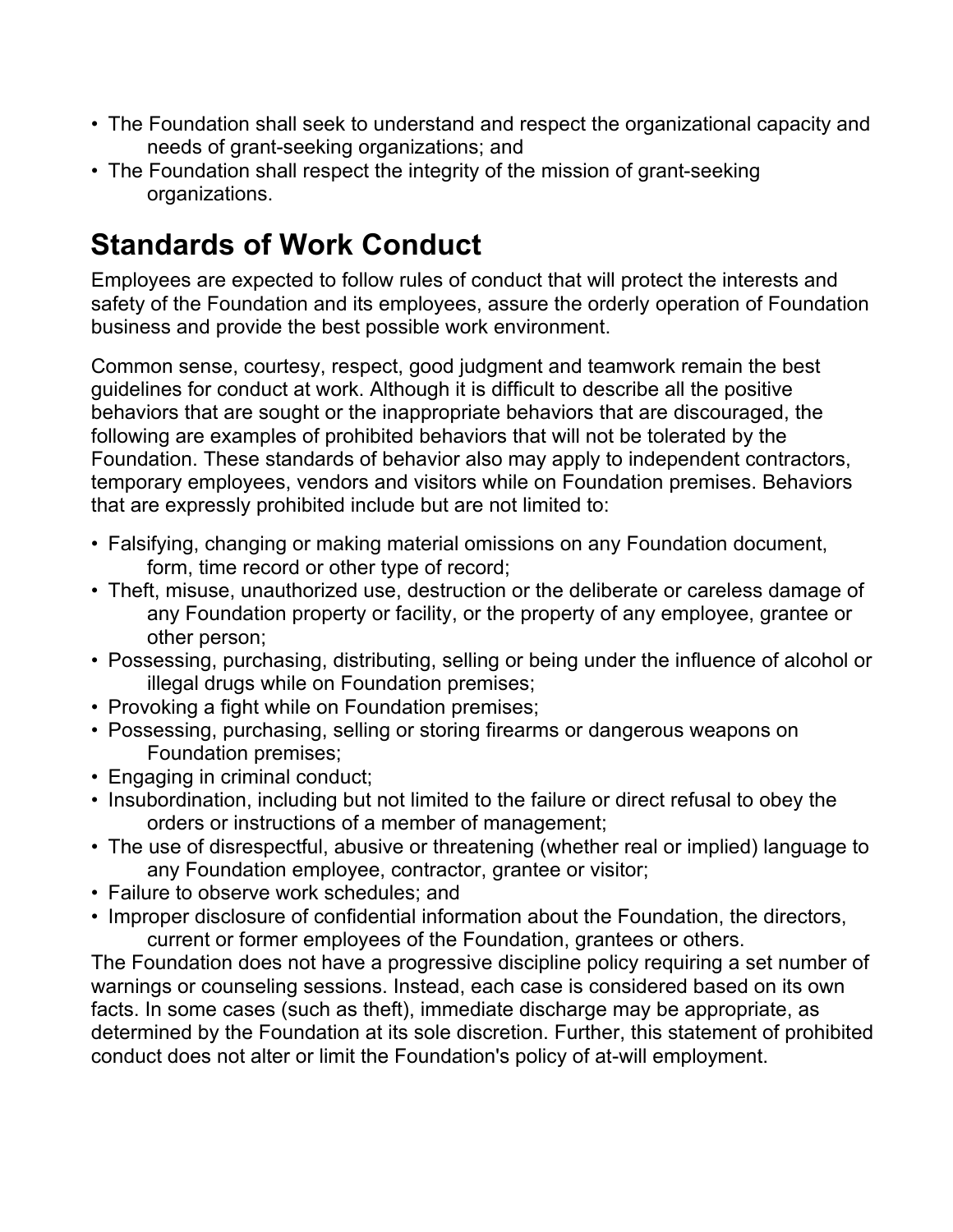- The Foundation shall seek to understand and respect the organizational capacity and needs of grant-seeking organizations; and
- The Foundation shall respect the integrity of the mission of grant-seeking organizations.

## Standards of Work Conduct

Employees are expected to follow rules of conduct that will protect the interests and safety of the Foundation and its employees, assure the orderly operation of Foundation business and provide the best possible work environment.

Common sense, courtesy, respect, good judgment and teamwork remain the best guidelines for conduct at work. Although it is difficult to describe all the positive behaviors that are sought or the inappropriate behaviors that are discouraged, the following are examples of prohibited behaviors that will not be tolerated by the Foundation. These standards of behavior also may apply to independent contractors, temporary employees, vendors and visitors while on Foundation premises. Behaviors that are expressly prohibited include but are not limited to:

- Falsifying, changing or making material omissions on any Foundation document, form, time record or other type of record;
- Theft, misuse, unauthorized use, destruction or the deliberate or careless damage of any Foundation property or facility, or the property of any employee, grantee or other person;
- Possessing, purchasing, distributing, selling or being under the influence of alcohol or illegal drugs while on Foundation premises;
- Provoking a fight while on Foundation premises;
- Possessing, purchasing, selling or storing firearms or dangerous weapons on Foundation premises;
- Engaging in criminal conduct;
- Insubordination, including but not limited to the failure or direct refusal to obey the orders or instructions of a member of management;
- The use of disrespectful, abusive or threatening (whether real or implied) language to any Foundation employee, contractor, grantee or visitor;
- Failure to observe work schedules; and
- Improper disclosure of confidential information about the Foundation, the directors, current or former employees of the Foundation, grantees or others.

The Foundation does not have a progressive discipline policy requiring a set number of warnings or counseling sessions. Instead, each case is considered based on its own facts. In some cases (such as theft), immediate discharge may be appropriate, as determined by the Foundation at its sole discretion. Further, this statement of prohibited conduct does not alter or limit the Foundation's policy of at-will employment.